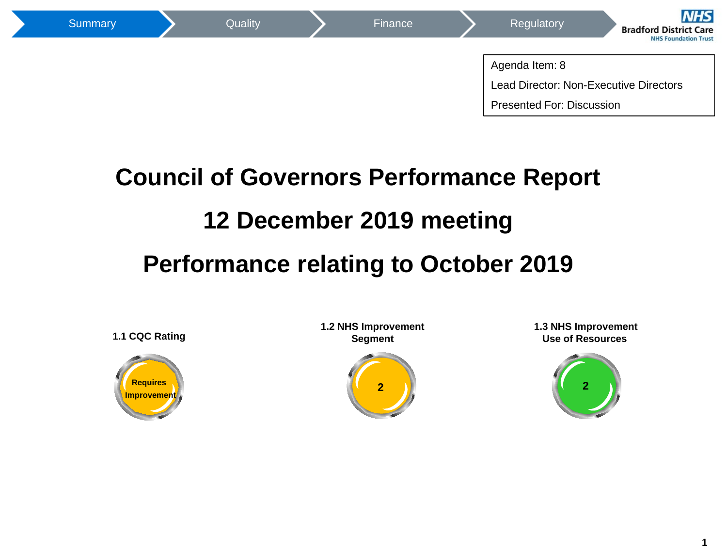Summary | Quality | Finance | Regulatory

Agenda Item: 8

Lead Director: Non-Executive Directors

Presented For: Discussion

# Council of Governors Performance Report

# 12 December 2019 meeting

# Performance relating to October 2019

| 1.1 CQC Rating | 1.2 NHS Improvement Segment | 1.3 NHS Improvement Use of Resources |
| --- | --- | --- |
| Requires Improvement | 2 | 2 |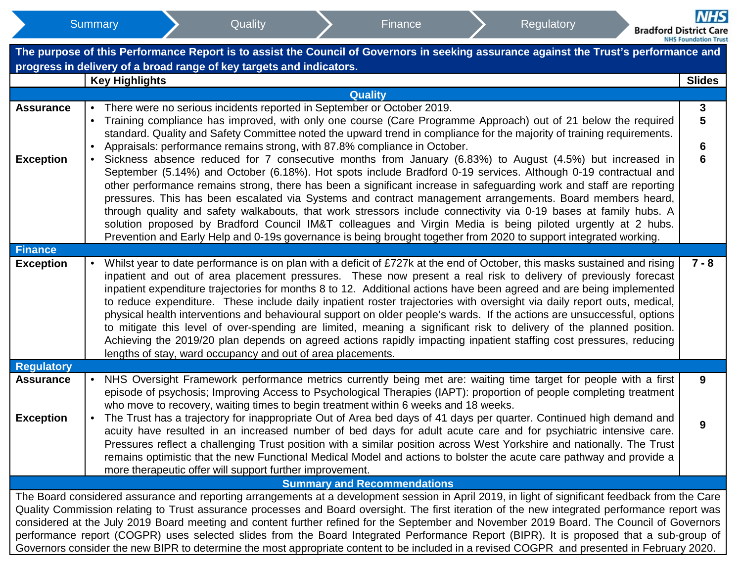Summary | Quality | Finance | Regulatory

**Bradford District Care NHS Foundation Trust**

**The purpose of this Performance Report is to assist the Council of Governors in seeking assurance against the Trust's performance and progress in delivery of a broad range of key targets and indicators.**

| | Key Highlights | Slides |
|---|---|---|
| | **Quality** | |
| **Assurance** | • There were no serious incidents reported in September or October 2019. | 3 |
| | • Training compliance has improved, with only one course (Care Programme Approach) out of 21 below the required standard. Quality and Safety Committee noted the upward trend in compliance for the majority of training requirements. | 5 |
| | • Appraisals: performance remains strong, with 87.8% compliance in October. | 6 |
| **Exception** | • Sickness absence reduced for 7 consecutive months from January (6.83%) to August (4.5%) but increased in September (5.14%) and October (6.18%). Hot spots include Bradford 0-19 services. Although 0-19 contractual and other performance remains strong, there has been a significant increase in safeguarding work and staff are reporting pressures. This has been escalated via Systems and contract management arrangements. Board members heard, through quality and safety walkabouts, that work stressors include connectivity via 0-19 bases at family hubs. A solution proposed by Bradford Council IM&T colleagues and Virgin Media is being piloted urgently at 2 hubs. Prevention and Early Help and 0-19s governance is being brought together from 2020 to support integrated working. | 6 |
| **Finance** | | |
| **Exception** | • Whilst year to date performance is on plan with a deficit of £727k at the end of October, this masks sustained and rising inpatient and out of area placement pressures. These now present a real risk to delivery of previously forecast inpatient expenditure trajectories for months 8 to 12. Additional actions have been agreed and are being implemented to reduce expenditure. These include daily inpatient roster trajectories with oversight via daily report outs, medical, physical health interventions and behavioural support on older people's wards. If the actions are unsuccessful, options to mitigate this level of over-spending are limited, meaning a significant risk to delivery of the planned position. Achieving the 2019/20 plan depends on agreed actions rapidly impacting inpatient staffing cost pressures, reducing lengths of stay, ward occupancy and out of area placements. | 7 - 8 |
| **Regulatory** | | |
| **Assurance** | • NHS Oversight Framework performance metrics currently being met are: waiting time target for people with a first episode of psychosis; Improving Access to Psychological Therapies (IAPT): proportion of people completing treatment who move to recovery, waiting times to begin treatment within 6 weeks and 18 weeks. | 9 |
| **Exception** | • The Trust has a trajectory for inappropriate Out of Area bed days of 41 days per quarter. Continued high demand and acuity have resulted in an increased number of bed days for adult acute care and for psychiatric intensive care. Pressures reflect a challenging Trust position with a similar position across West Yorkshire and nationally. The Trust remains optimistic that the new Functional Medical Model and actions to bolster the acute care pathway and provide a more therapeutic offer will support further improvement. | 9 |

**Summary and Recommendations**

The Board considered assurance and reporting arrangements at a development session in April 2019, in light of significant feedback from the Care Quality Commission relating to Trust assurance processes and Board oversight. The first iteration of the new integrated performance report was considered at the July 2019 Board meeting and content further refined for the September and November 2019 Board. The Council of Governors performance report (COGPR) uses selected slides from the Board Integrated Performance Report (BIPR). It is proposed that a sub-group of Governors consider the new BIPR to determine the most appropriate content to be included in a revised COGPR and presented in February 2020.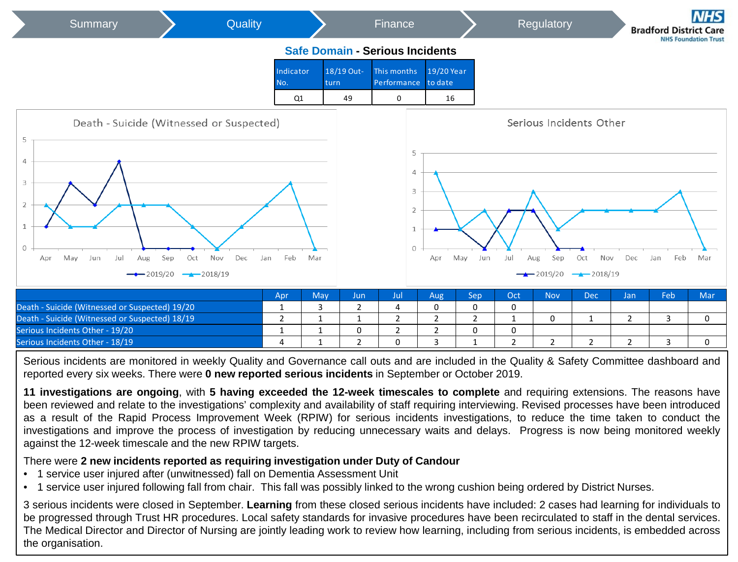Summary | **Quality** | Finance | Regulatory

## Safe Domain - Serious Incidents

| Indicator No. | 18/19 Out-turn | This months Performance | 19/20 Year to date |
|---|---|---|---|
| Q1 | 49 | 0 | 16 |

Death - Suicide (Witnessed or Suspected)

Serious Incidents Other

| | Apr | May | Jun | Jul | Aug | Sep | Oct | Nov | Dec | Jan | Feb | Mar |
|---|---|---|---|---|---|---|---|---|---|---|---|---|
| Death - Suicide (Witnessed or Suspected) 19/20 | 1 | 3 | 2 | 4 | 0 | 0 | 0 | | | | | |
| Death - Suicide (Witnessed or Suspected) 18/19 | 2 | 1 | 1 | 2 | 2 | 2 | 1 | 0 | 1 | 2 | 3 | 0 |
| Serious Incidents Other - 19/20 | 1 | 1 | 0 | 2 | 2 | 0 | 0 | | | | | |
| Serious Incidents Other - 18/19 | 4 | 1 | 2 | 0 | 3 | 1 | 2 | 2 | 2 | 2 | 3 | 0 |

Serious incidents are monitored in weekly Quality and Governance call outs and are included in the Quality & Safety Committee dashboard and reported every six weeks. There were **0 new reported serious incidents** in September or October 2019.

**11 investigations are ongoing**, with **5 having exceeded the 12-week timescales to complete** and requiring extensions. The reasons have been reviewed and relate to the investigations' complexity and availability of staff requiring interviewing. Revised processes have been introduced as a result of the Rapid Process Improvement Week (RPIW) for serious incidents investigations, to reduce the time taken to conduct the investigations and improve the process of investigation by reducing unnecessary waits and delays. Progress is now being monitored weekly against the 12-week timescale and the new RPIW targets.

There were **2 new incidents reported as requiring investigation under Duty of Candour**

- 1 service user injured after (unwitnessed) fall on Dementia Assessment Unit
- 1 service user injured following fall from chair. This fall was possibly linked to the wrong cushion being ordered by District Nurses.

3 serious incidents were closed in September. **Learning** from these closed serious incidents have included: 2 cases had learning for individuals to be progressed through Trust HR procedures. Local safety standards for invasive procedures have been recirculated to staff in the dental services. The Medical Director and Director of Nursing are jointly leading work to review how learning, including from serious incidents, is embedded across the organisation.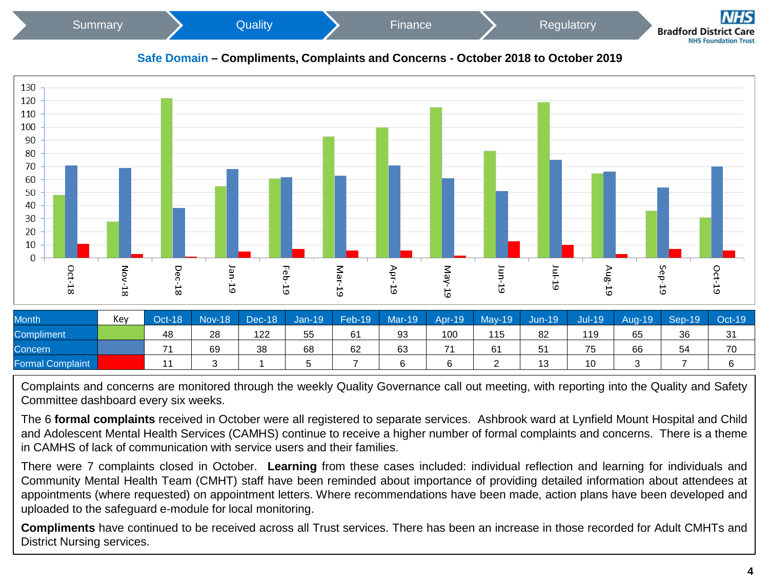Summary | **Quality** | Finance | Regulatory

## Safe Domain – Compliments, Complaints and Concerns - October 2018 to October 2019

| Month | Key | Oct-18 | Nov-18 | Dec-18 | Jan-19 | Feb-19 | Mar-19 | Apr-19 | May-19 | Jun-19 | Jul-19 | Aug-19 | Sep-19 | Oct-19 |
|---|---|---|---|---|---|---|---|---|---|---|---|---|---|---|
| Compliment | | 48 | 28 | 122 | 55 | 61 | 93 | 100 | 115 | 82 | 119 | 65 | 36 | 31 |
| Concern | | 71 | 69 | 38 | 68 | 62 | 63 | 71 | 61 | 51 | 75 | 66 | 54 | 70 |
| Formal Complaint | | 11 | 3 | 1 | 5 | 7 | 6 | 6 | 2 | 13 | 10 | 3 | 7 | 6 |

Complaints and concerns are monitored through the weekly Quality Governance call out meeting, with reporting into the Quality and Safety Committee dashboard every six weeks.

The 6 **formal complaints** received in October were all registered to separate services. Ashbrook ward at Lynfield Mount Hospital and Child and Adolescent Mental Health Services (CAMHS) continue to receive a higher number of formal complaints and concerns. There is a theme in CAMHS of lack of communication with service users and their families.

There were 7 complaints closed in October. **Learning** from these cases included: individual reflection and learning for individuals and Community Mental Health Team (CMHT) staff have been reminded about importance of providing detailed information about attendees at appointments (where requested) on appointment letters. Where recommendations have been made, action plans have been developed and uploaded to the safeguard e-module for local monitoring.

**Compliments** have continued to be received across all Trust services. There has been an increase in those recorded for Adult CMHTs and District Nursing services.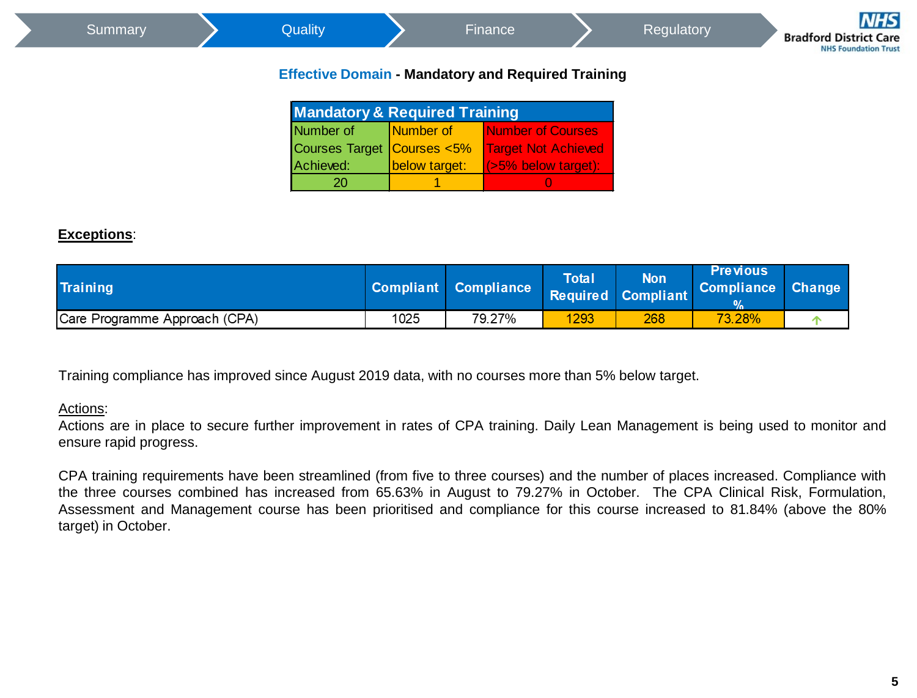Summary | Quality | Finance | Regulatory

## Effective Domain - Mandatory and Required Training

| Mandatory & Required Training | | |
|---|---|---|
| Number of Courses Target Achieved: | Number of Courses <5% below target: | Number of Courses Target Not Achieved (>5% below target): |
| 20 | 1 | 0 |

**Exceptions**:

| Training | Compliant | Compliance | Total Required | Non Compliant | Previous Compliance % | Change |
|---|---|---|---|---|---|---|
| Care Programme Approach (CPA) | 1025 | 79.27% | 1293 | 268 | 73.28% | ↑ |

Training compliance has improved since August 2019 data, with no courses more than 5% below target.

Actions:
Actions are in place to secure further improvement in rates of CPA training. Daily Lean Management is being used to monitor and ensure rapid progress.

CPA training requirements have been streamlined (from five to three courses) and the number of places increased. Compliance with the three courses combined has increased from 65.63% in August to 79.27% in October. The CPA Clinical Risk, Formulation, Assessment and Management course has been prioritised and compliance for this course increased to 81.84% (above the 80% target) in October.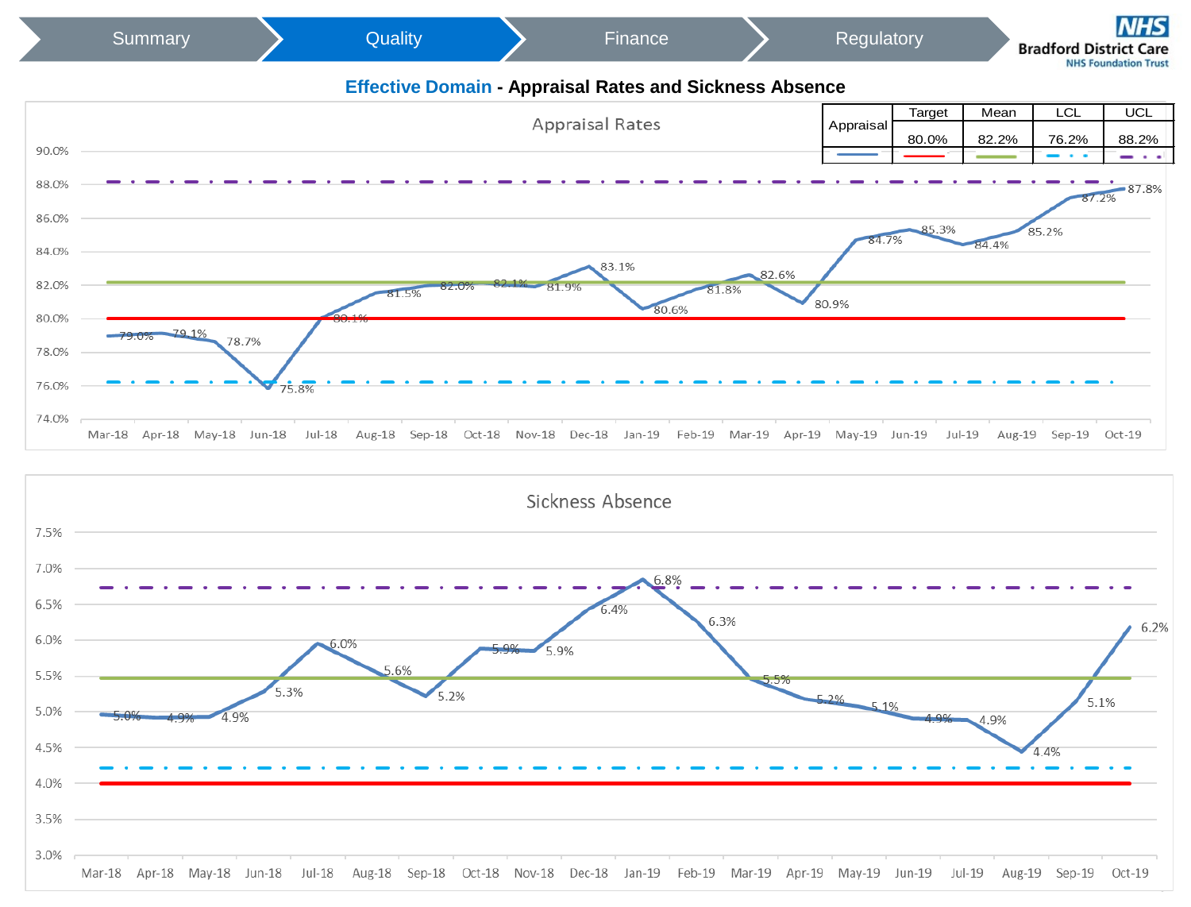Summary | **Quality** | Finance | Regulatory

**NHS Bradford District Care NHS Foundation Trust**

## Effective Domain - Appraisal Rates and Sickness Absence

### Appraisal Rates

| Appraisal | Target | Mean | LCL | UCL |
|---|---|---|---|---|
| | 80.0% | 82.2% | 76.2% | 88.2% |

| Month | Appraisal Rate |
|---|---|
| Mar-18 | 79.0% |
| Apr-18 | 79.1% |
| May-18 | 78.7% |
| Jun-18 | 75.8% |
| Jul-18 | 80.1% |
| Aug-18 | 81.5% |
| Sep-18 | 82.0% |
| Oct-18 | 82.1% |
| Nov-18 | 81.9% |
| Dec-18 | 83.1% |
| Jan-19 | 80.6% |
| Feb-19 | 81.8% |
| Mar-19 | 82.6% |
| Apr-19 | 80.9% |
| May-19 | 84.7% |
| Jun-19 | 85.3% |
| Jul-19 | 84.4% |
| Aug-19 | 85.2% |
| Sep-19 | 87.2% |
| Oct-19 | 87.8% |

### Sickness Absence

| Month | Sickness Absence |
|---|---|
| Mar-18 | 5.0% |
| Apr-18 | 4.9% |
| May-18 | 4.9% |
| Jun-18 | 5.3% |
| Jul-18 | 6.0% |
| Aug-18 | 5.6% |
| Sep-18 | 5.2% |
| Oct-18 | 5.9% |
| Nov-18 | 5.9% |
| Dec-18 | 6.4% |
| Jan-19 | 6.8% |
| Feb-19 | 6.3% |
| Mar-19 | 5.5% |
| Apr-19 | 5.2% |
| May-19 | 5.1% |
| Jun-19 | 4.9% |
| Jul-19 | 4.9% |
| Aug-19 | 4.4% |
| Sep-19 | 5.1% |
| Oct-19 | 6.2% |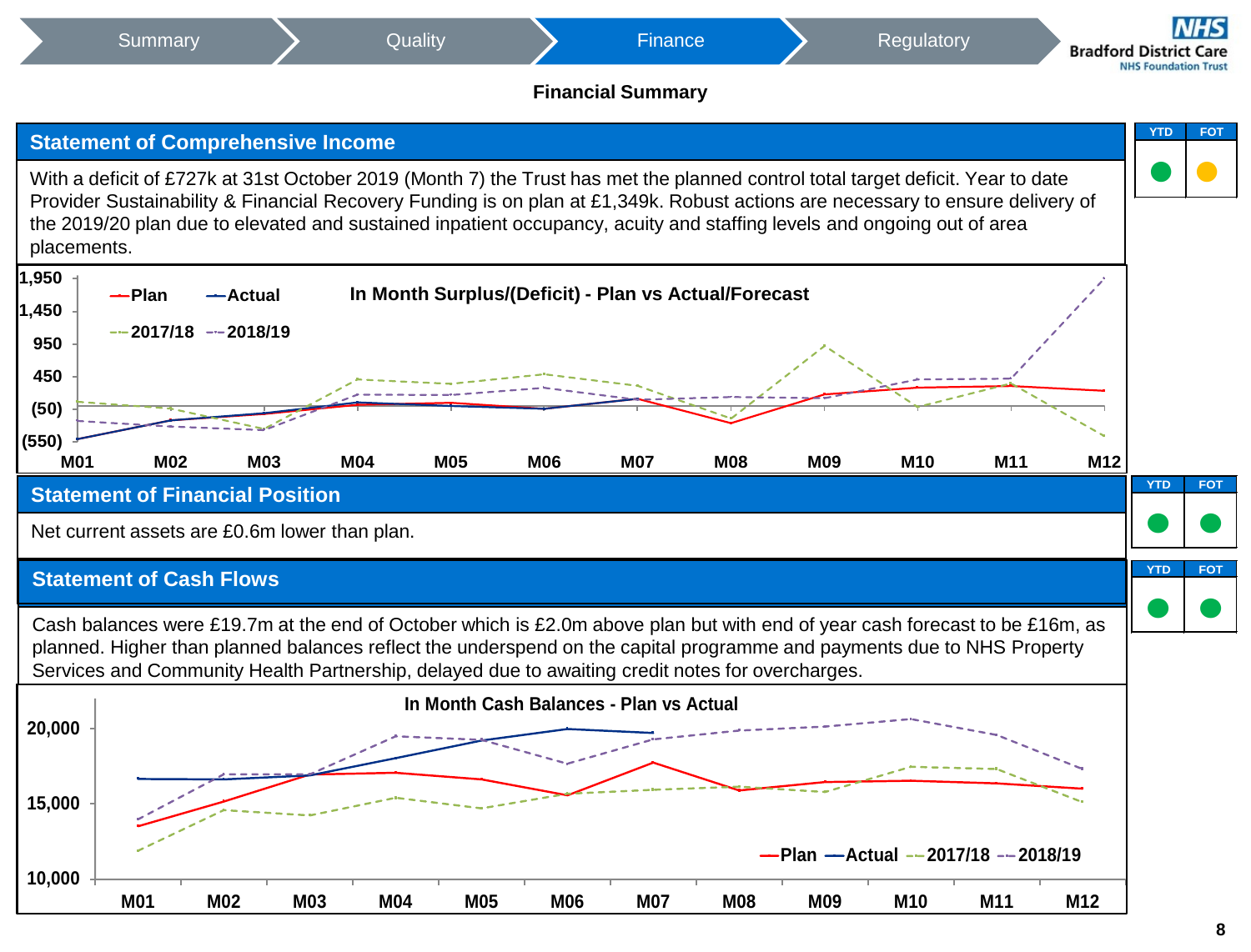Summary | Quality | **Finance** | Regulatory

NHS Bradford District Care NHS Foundation Trust

## Financial Summary

### Statement of Comprehensive Income

| YTD | FOT |
|---|---|
| Green | Amber |

With a deficit of £727k at 31st October 2019 (Month 7) the Trust has met the planned control total target deficit. Year to date Provider Sustainability & Financial Recovery Funding is on plan at £1,349k. Robust actions are necessary to ensure delivery of the 2019/20 plan due to elevated and sustained inpatient occupancy, acuity and staffing levels and ongoing out of area placements.

**In Month Surplus/(Deficit) - Plan vs Actual/Forecast**

Legend: Plan, Actual, 2017/18, 2018/19

Y-axis: 1,950; 1,450; 950; 450; (50); (550)

X-axis: M01, M02, M03, M04, M05, M06, M07, M08, M09, M10, M11, M12

### Statement of Financial Position

| YTD | FOT |
|---|---|
| Green | Green |

Net current assets are £0.6m lower than plan.

### Statement of Cash Flows

| YTD | FOT |
|---|---|
| Green | Green |

Cash balances were £19.7m at the end of October which is £2.0m above plan but with end of year cash forecast to be £16m, as planned. Higher than planned balances reflect the underspend on the capital programme and payments due to NHS Property Services and Community Health Partnership, delayed due to awaiting credit notes for overcharges.

**In Month Cash Balances - Plan vs Actual**

Legend: Plan, Actual, 2017/18, 2018/19

Y-axis: 20,000; 15,000; 10,000

X-axis: M01, M02, M03, M04, M05, M06, M07, M08, M09, M10, M11, M12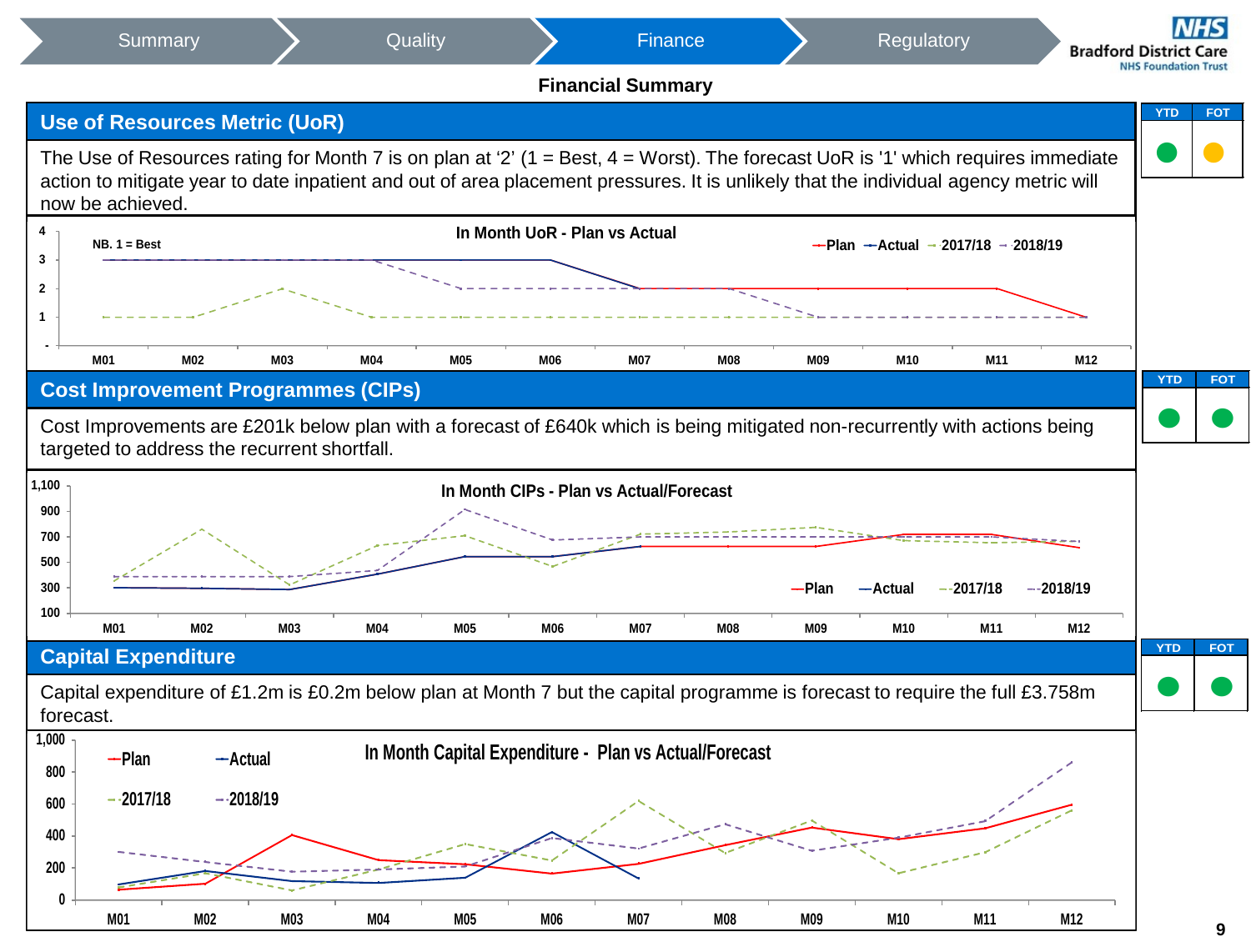Summary | Quality | Finance | Regulatory

## Financial Summary

### Use of Resources Metric (UoR)

| YTD | FOT |
|---|---|
| ● (green) | ● (amber) |

The Use of Resources rating for Month 7 is on plan at '2' (1 = Best, 4 = Worst). The forecast UoR is '1' which requires immediate action to mitigate year to date inpatient and out of area placement pressures. It is unlikely that the individual agency metric will now be achieved.

**In Month UoR - Plan vs Actual**

NB. 1 = Best

Legend: Plan, Actual, 2017/18, 2018/19

Y-axis: -, 1, 2, 3, 4

X-axis: M01, M02, M03, M04, M05, M06, M07, M08, M09, M10, M11, M12

### Cost Improvement Programmes (CIPs)

| YTD | FOT |
|---|---|
| ● (green) | ● (green) |

Cost Improvements are £201k below plan with a forecast of £640k which is being mitigated non-recurrently with actions being targeted to address the recurrent shortfall.

**In Month CIPs - Plan vs Actual/Forecast**

Legend: Plan, Actual, 2017/18, 2018/19

Y-axis: 100, 300, 500, 700, 900, 1,100

X-axis: M01, M02, M03, M04, M05, M06, M07, M08, M09, M10, M11, M12

### Capital Expenditure

| YTD | FOT |
|---|---|
| ● (green) | ● (green) |

Capital expenditure of £1.2m is £0.2m below plan at Month 7 but the capital programme is forecast to require the full £3.758m forecast.

**In Month Capital Expenditure - Plan vs Actual/Forecast**

Legend: Plan, Actual, 2017/18, 2018/19

Y-axis: 0, 200, 400, 600, 800, 1,000

X-axis: M01, M02, M03, M04, M05, M06, M07, M08, M09, M10, M11, M12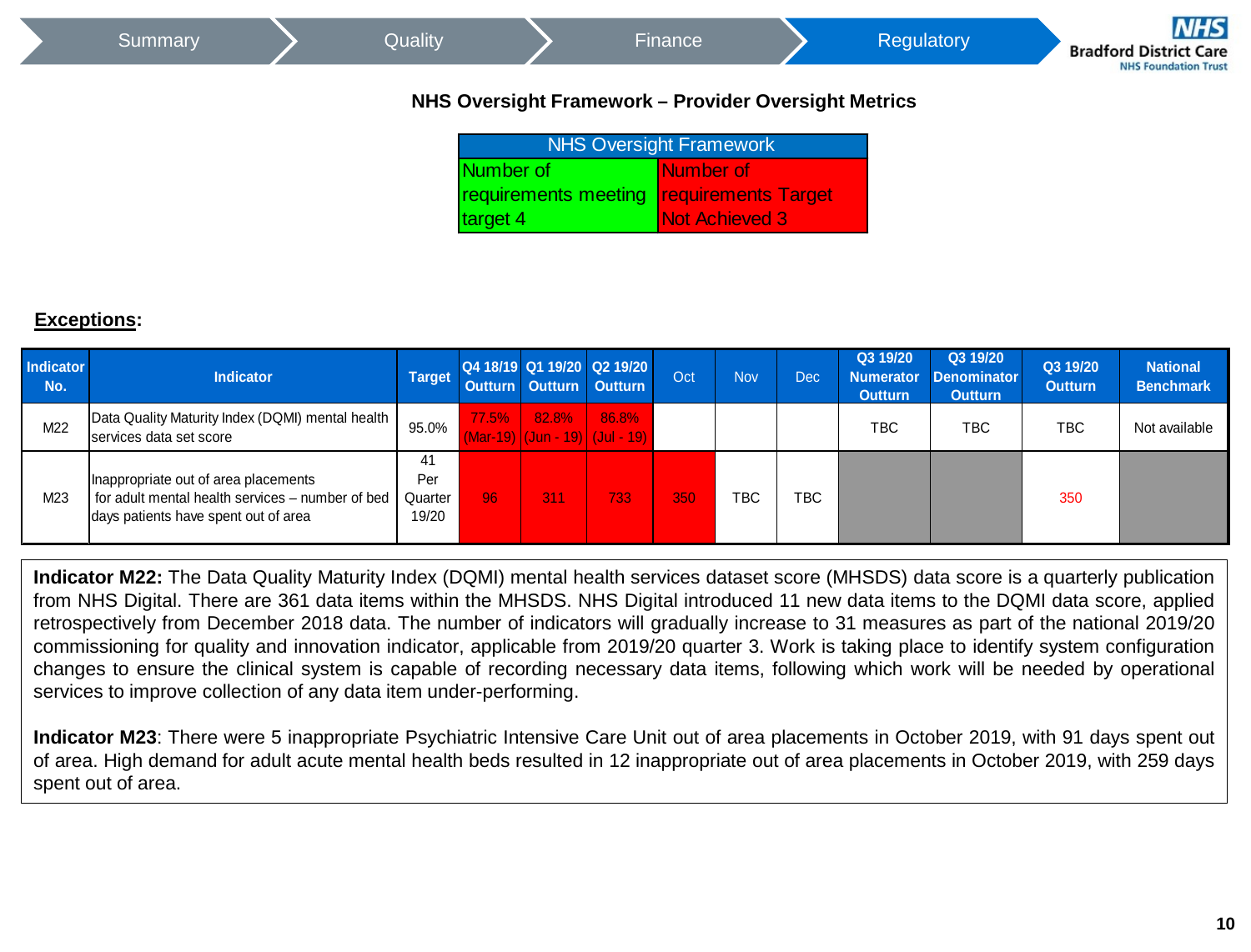Summary | Quality | Finance | **Regulatory**

## NHS Oversight Framework – Provider Oversight Metrics

| NHS Oversight Framework | |
|---|---|
| Number of requirements meeting target 4 | Number of requirements Target Not Achieved 3 |

**Exceptions:**

| Indicator No. | Indicator | Target | Q4 18/19 Outturn | Q1 19/20 Outturn | Q2 19/20 Outturn | Oct | Nov | Dec | Q3 19/20 Numerator Outturn | Q3 19/20 Denominator Outturn | Q3 19/20 Outturn | National Benchmark |
|---|---|---|---|---|---|---|---|---|---|---|---|---|
| M22 | Data Quality Maturity Index (DQMI) mental health services data set score | 95.0% | 77.5% (Mar-19) | 82.8% (Jun - 19) | 86.8% (Jul - 19) | | | | TBC | TBC | TBC | Not available |
| M23 | Inappropriate out of area placements for adult mental health services – number of bed days patients have spent out of area | 41 Per Quarter 19/20 | 96 | 311 | 733 | 350 | TBC | TBC | | | 350 | |

**Indicator M22:** The Data Quality Maturity Index (DQMI) mental health services dataset score (MHSDS) data score is a quarterly publication from NHS Digital. There are 361 data items within the MHSDS. NHS Digital introduced 11 new data items to the DQMI data score, applied retrospectively from December 2018 data. The number of indicators will gradually increase to 31 measures as part of the national 2019/20 commissioning for quality and innovation indicator, applicable from 2019/20 quarter 3. Work is taking place to identify system configuration changes to ensure the clinical system is capable of recording necessary data items, following which work will be needed by operational services to improve collection of any data item under-performing.

**Indicator M23**: There were 5 inappropriate Psychiatric Intensive Care Unit out of area placements in October 2019, with 91 days spent out of area. High demand for adult acute mental health beds resulted in 12 inappropriate out of area placements in October 2019, with 259 days spent out of area.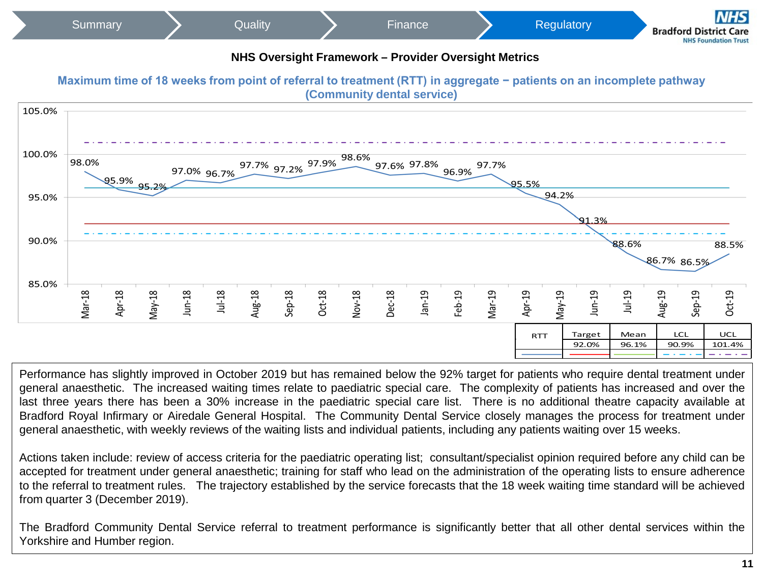Summary | Quality | Finance | Regulatory

NHS Bradford District Care NHS Foundation Trust

## NHS Oversight Framework – Provider Oversight Metrics

### Maximum time of 18 weeks from point of referral to treatment (RTT) in aggregate − patients on an incomplete pathway (Community dental service)

105.0%
100.0%
95.0%
90.0%
85.0%

98.0% 95.9% 95.2% 97.0% 96.7% 97.7% 97.2% 97.9% 98.6% 97.6% 97.8% 96.9% 97.7% 95.5% 94.2% 91.3% 88.6% 86.7% 86.5% 88.5%

Mar-18 Apr-18 May-18 Jun-18 Jul-18 Aug-18 Sep-18 Oct-18 Nov-18 Dec-18 Jan-19 Feb-19 Mar-19 Apr-19 May-19 Jun-19 Jul-19 Aug-19 Sep-19 Oct-19

| RTT | Target | Mean | LCL | UCL |
|---|---|---|---|---|
| | 92.0% | 96.1% | 90.9% | 101.4% |

Performance has slightly improved in October 2019 but has remained below the 92% target for patients who require dental treatment under general anaesthetic. The increased waiting times relate to paediatric special care. The complexity of patients has increased and over the last three years there has been a 30% increase in the paediatric special care list. There is no additional theatre capacity available at Bradford Royal Infirmary or Airedale General Hospital. The Community Dental Service closely manages the process for treatment under general anaesthetic, with weekly reviews of the waiting lists and individual patients, including any patients waiting over 15 weeks.

Actions taken include: review of access criteria for the paediatric operating list; consultant/specialist opinion required before any child can be accepted for treatment under general anaesthetic; training for staff who lead on the administration of the operating lists to ensure adherence to the referral to treatment rules. The trajectory established by the service forecasts that the 18 week waiting time standard will be achieved from quarter 3 (December 2019).

The Bradford Community Dental Service referral to treatment performance is significantly better that all other dental services within the Yorkshire and Humber region.